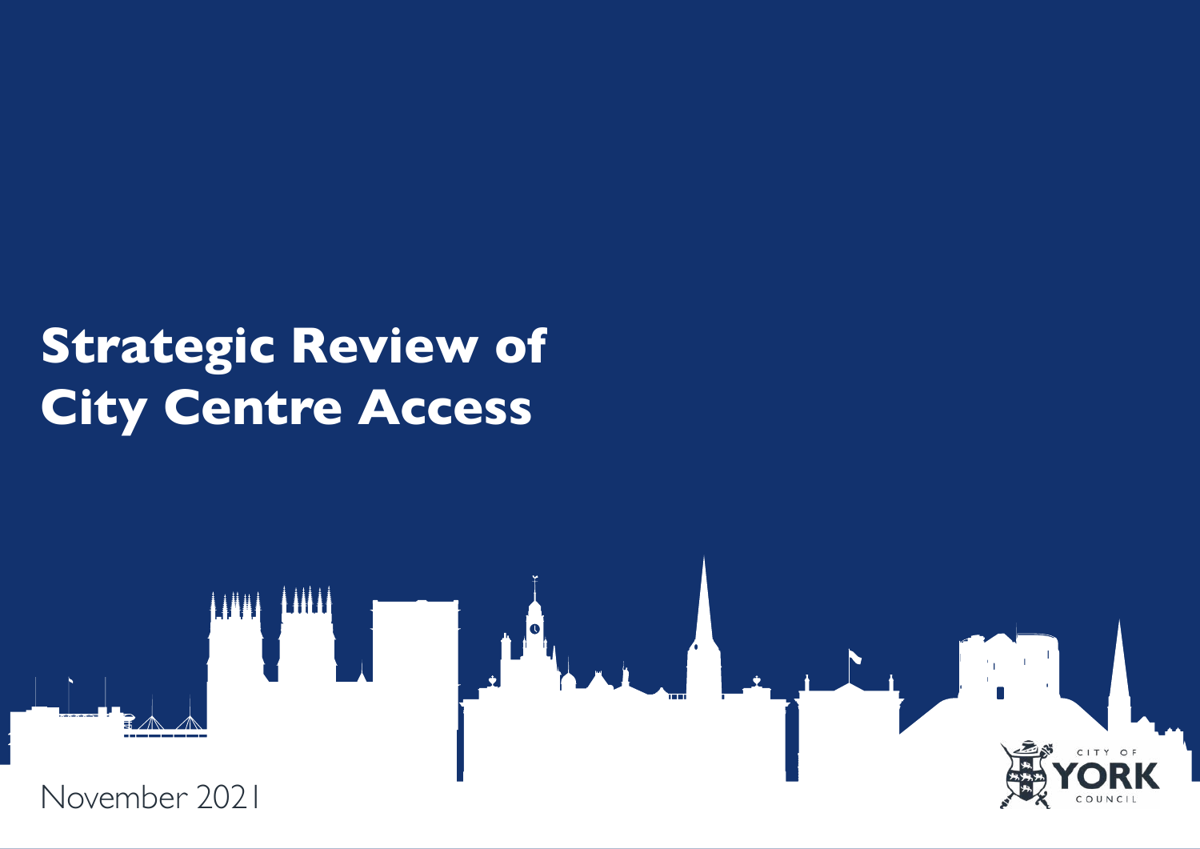# Strategic Review of City Centre Access

November 2021

CITY OF YORK COUNCIL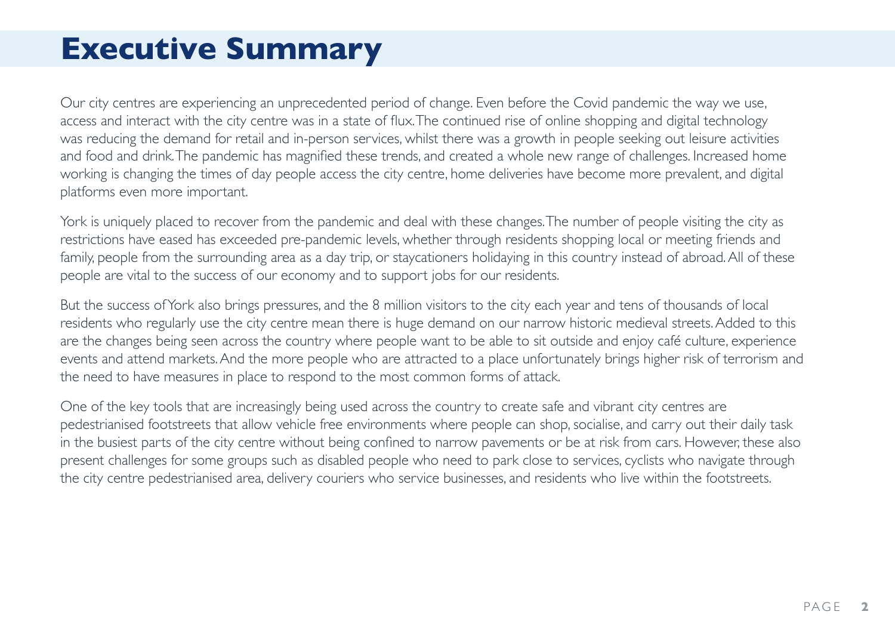# Executive Summary

Our city centres are experiencing an unprecedented period of change. Even before the Covid pandemic the way we use, access and interact with the city centre was in a state of flux. The continued rise of online shopping and digital technology was reducing the demand for retail and in-person services, whilst there was a growth in people seeking out leisure activities and food and drink. The pandemic has magnified these trends, and created a whole new range of challenges. Increased home working is changing the times of day people access the city centre, home deliveries have become more prevalent, and digital platforms even more important.

York is uniquely placed to recover from the pandemic and deal with these changes. The number of people visiting the city as restrictions have eased has exceeded pre-pandemic levels, whether through residents shopping local or meeting friends and family, people from the surrounding area as a day trip, or staycationers holidaying in this country instead of abroad. All of these people are vital to the success of our economy and to support jobs for our residents.

But the success of York also brings pressures, and the 8 million visitors to the city each year and tens of thousands of local residents who regularly use the city centre mean there is huge demand on our narrow historic medieval streets. Added to this are the changes being seen across the country where people want to be able to sit outside and enjoy café culture, experience events and attend markets. And the more people who are attracted to a place unfortunately brings higher risk of terrorism and the need to have measures in place to respond to the most common forms of attack.

One of the key tools that are increasingly being used across the country to create safe and vibrant city centres are pedestrianised footstreets that allow vehicle free environments where people can shop, socialise, and carry out their daily task in the busiest parts of the city centre without being confined to narrow pavements or be at risk from cars. However, these also present challenges for some groups such as disabled people who need to park close to services, cyclists who navigate through the city centre pedestrianised area, delivery couriers who service businesses, and residents who live within the footstreets.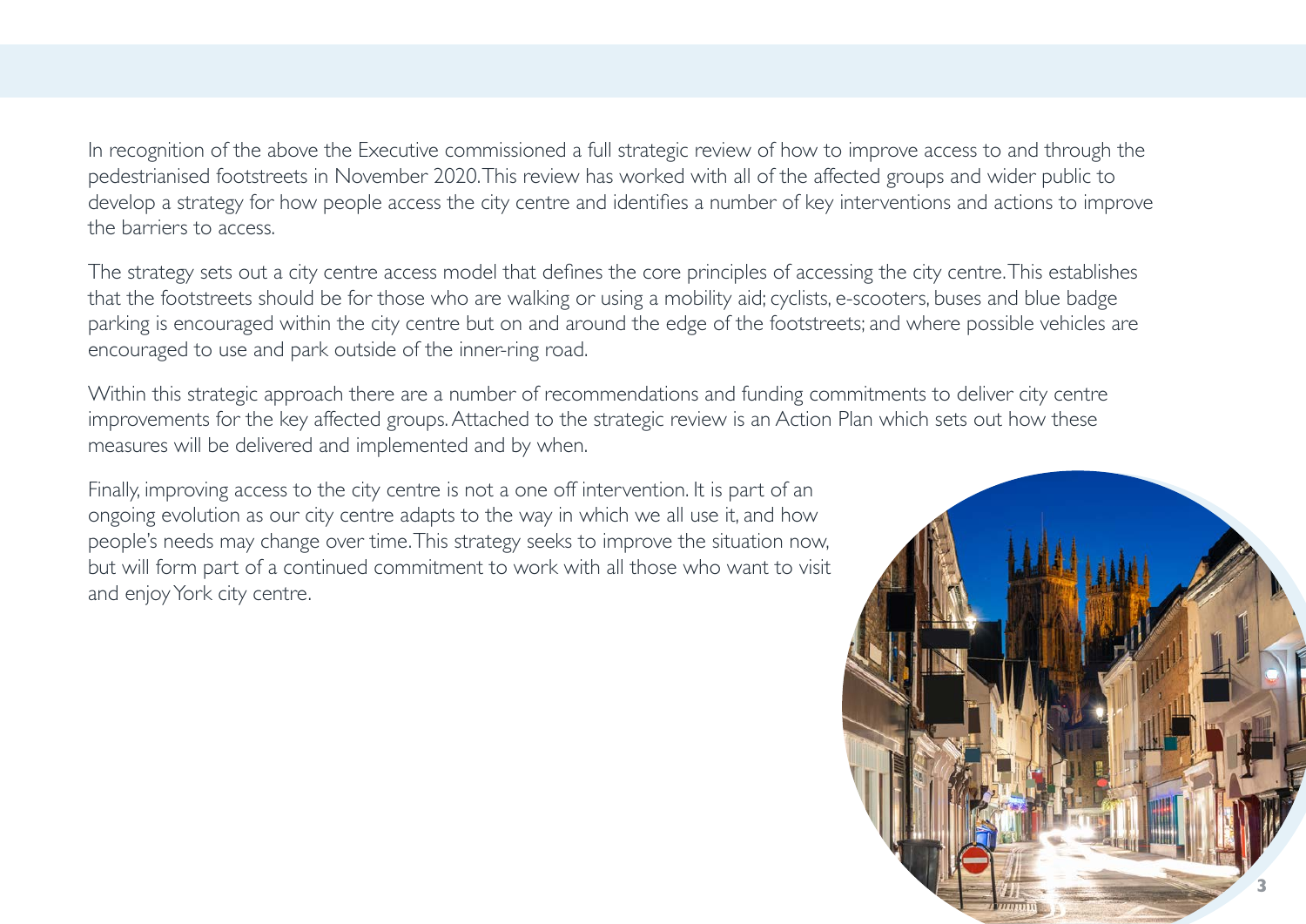In recognition of the above the Executive commissioned a full strategic review of how to improve access to and through the pedestrianised footstreets in November 2020. This review has worked with all of the affected groups and wider public to develop a strategy for how people access the city centre and identifies a number of key interventions and actions to improve the barriers to access.

The strategy sets out a city centre access model that defines the core principles of accessing the city centre. This establishes that the footstreets should be for those who are walking or using a mobility aid; cyclists, e-scooters, buses and blue badge parking is encouraged within the city centre but on and around the edge of the footstreets; and where possible vehicles are encouraged to use and park outside of the inner-ring road.

Within this strategic approach there are a number of recommendations and funding commitments to deliver city centre improvements for the key affected groups. Attached to the strategic review is an Action Plan which sets out how these measures will be delivered and implemented and by when.

Finally, improving access to the city centre is not a one off intervention. It is part of an ongoing evolution as our city centre adapts to the way in which we all use it, and how people's needs may change over time. This strategy seeks to improve the situation now, but will form part of a continued commitment to work with all those who want to visit and enjoy York city centre.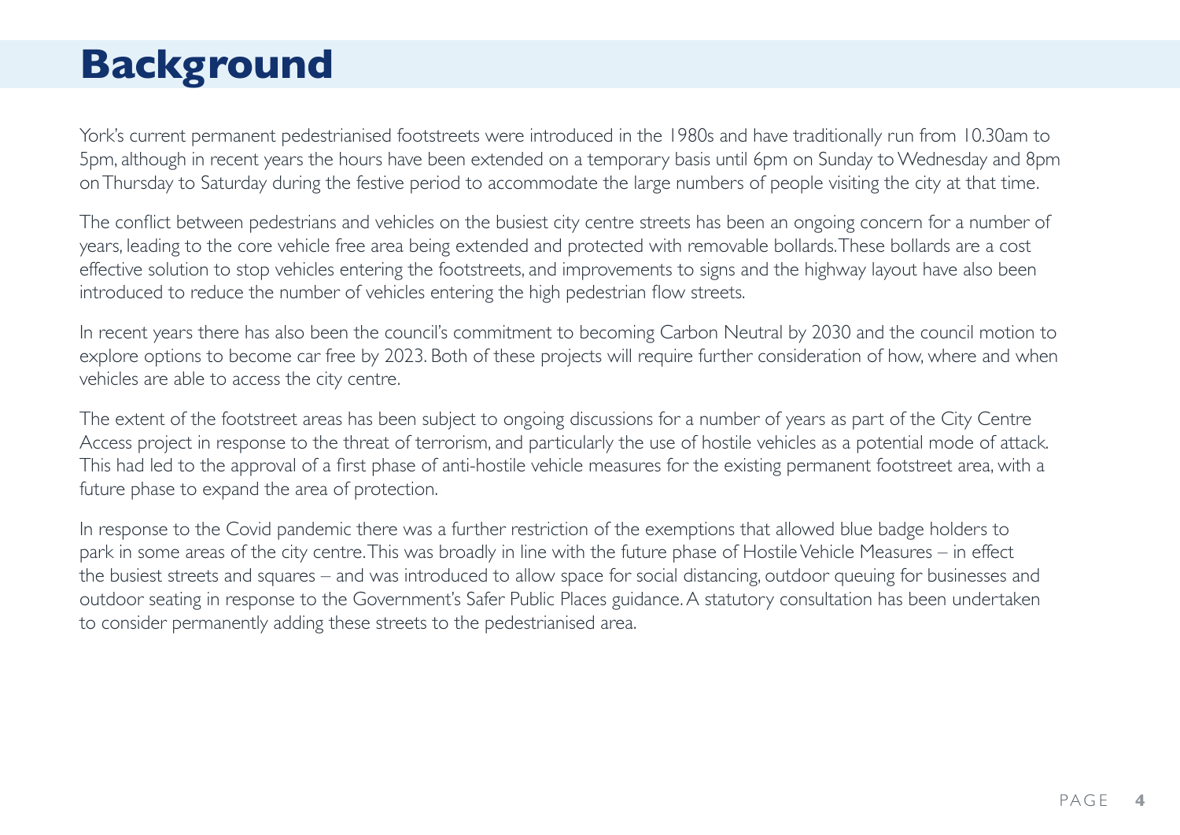# Background

York's current permanent pedestrianised footstreets were introduced in the 1980s and have traditionally run from 10.30am to 5pm, although in recent years the hours have been extended on a temporary basis until 6pm on Sunday to Wednesday and 8pm on Thursday to Saturday during the festive period to accommodate the large numbers of people visiting the city at that time.

The conflict between pedestrians and vehicles on the busiest city centre streets has been an ongoing concern for a number of years, leading to the core vehicle free area being extended and protected with removable bollards. These bollards are a cost effective solution to stop vehicles entering the footstreets, and improvements to signs and the highway layout have also been introduced to reduce the number of vehicles entering the high pedestrian flow streets.

In recent years there has also been the council's commitment to becoming Carbon Neutral by 2030 and the council motion to explore options to become car free by 2023. Both of these projects will require further consideration of how, where and when vehicles are able to access the city centre.

The extent of the footstreet areas has been subject to ongoing discussions for a number of years as part of the City Centre Access project in response to the threat of terrorism, and particularly the use of hostile vehicles as a potential mode of attack. This had led to the approval of a first phase of anti-hostile vehicle measures for the existing permanent footstreet area, with a future phase to expand the area of protection.

In response to the Covid pandemic there was a further restriction of the exemptions that allowed blue badge holders to park in some areas of the city centre. This was broadly in line with the future phase of Hostile Vehicle Measures – in effect the busiest streets and squares – and was introduced to allow space for social distancing, outdoor queuing for businesses and outdoor seating in response to the Government's Safer Public Places guidance. A statutory consultation has been undertaken to consider permanently adding these streets to the pedestrianised area.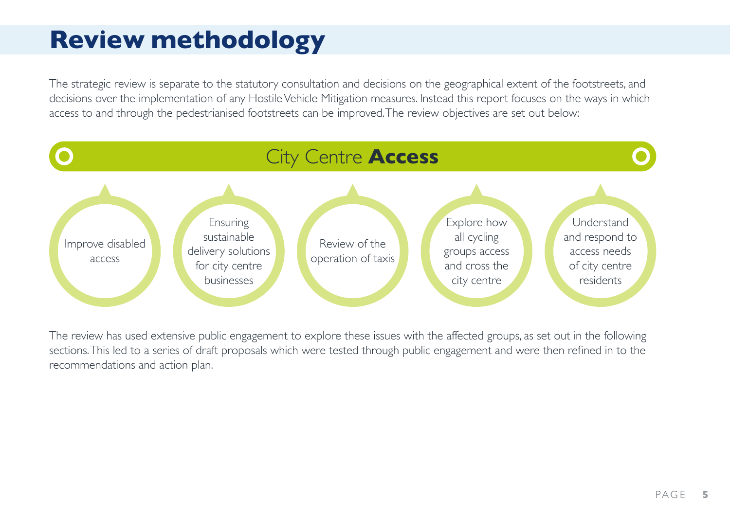# Review methodology

The strategic review is separate to the statutory consultation and decisions on the geographical extent of the footstreets, and decisions over the implementation of any Hostile Vehicle Mitigation measures. Instead this report focuses on the ways in which access to and through the pedestrianised footstreets can be improved. The review objectives are set out below:

**City Centre Access**

- Improve disabled access
- Ensuring sustainable delivery solutions for city centre businesses
- Review of the operation of taxis
- Explore how all cycling groups access and cross the city centre
- Understand and respond to access needs of city centre residents

The review has used extensive public engagement to explore these issues with the affected groups, as set out in the following sections. This led to a series of draft proposals which were tested through public engagement and were then refined in to the recommendations and action plan.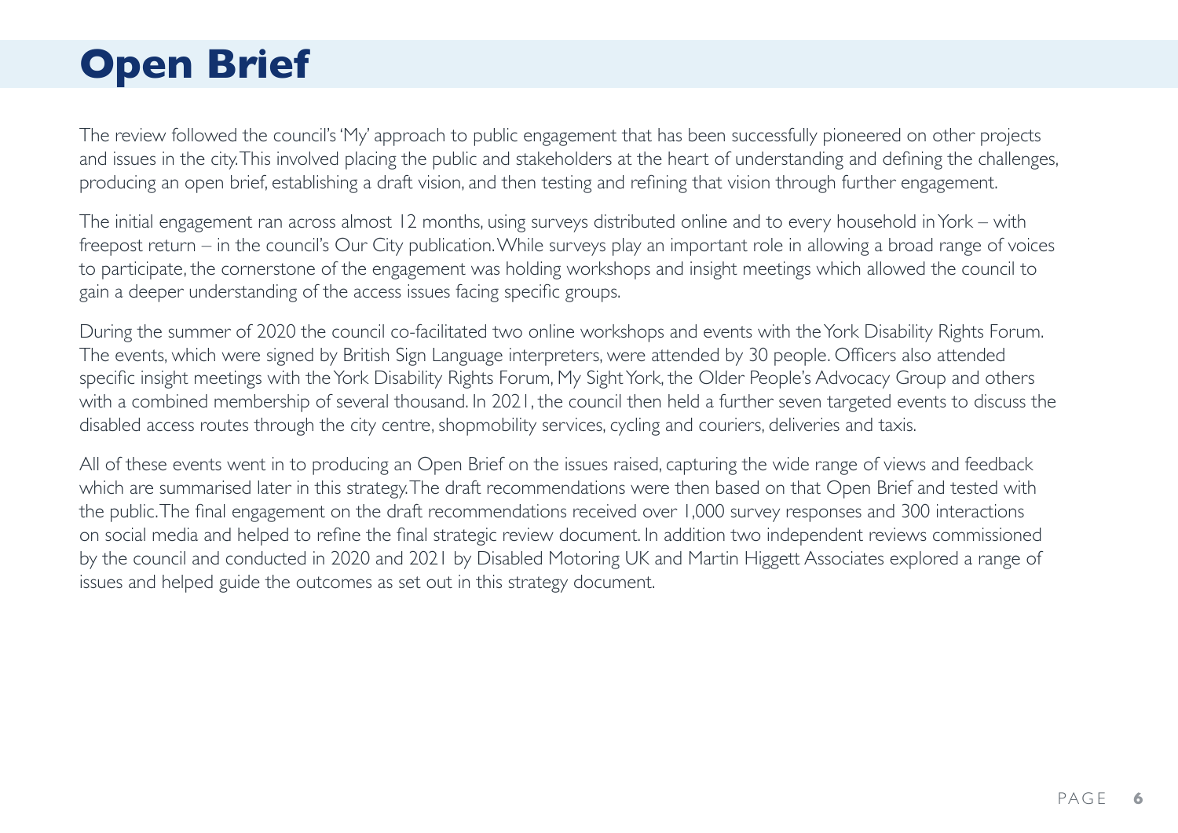# Open Brief

The review followed the council's 'My' approach to public engagement that has been successfully pioneered on other projects and issues in the city. This involved placing the public and stakeholders at the heart of understanding and defining the challenges, producing an open brief, establishing a draft vision, and then testing and refining that vision through further engagement.

The initial engagement ran across almost 12 months, using surveys distributed online and to every household in York – with freepost return – in the council's Our City publication. While surveys play an important role in allowing a broad range of voices to participate, the cornerstone of the engagement was holding workshops and insight meetings which allowed the council to gain a deeper understanding of the access issues facing specific groups.

During the summer of 2020 the council co-facilitated two online workshops and events with the York Disability Rights Forum. The events, which were signed by British Sign Language interpreters, were attended by 30 people. Officers also attended specific insight meetings with the York Disability Rights Forum, My Sight York, the Older People's Advocacy Group and others with a combined membership of several thousand. In 2021, the council then held a further seven targeted events to discuss the disabled access routes through the city centre, shopmobility services, cycling and couriers, deliveries and taxis.

All of these events went in to producing an Open Brief on the issues raised, capturing the wide range of views and feedback which are summarised later in this strategy. The draft recommendations were then based on that Open Brief and tested with the public. The final engagement on the draft recommendations received over 1,000 survey responses and 300 interactions on social media and helped to refine the final strategic review document. In addition two independent reviews commissioned by the council and conducted in 2020 and 2021 by Disabled Motoring UK and Martin Higgett Associates explored a range of issues and helped guide the outcomes as set out in this strategy document.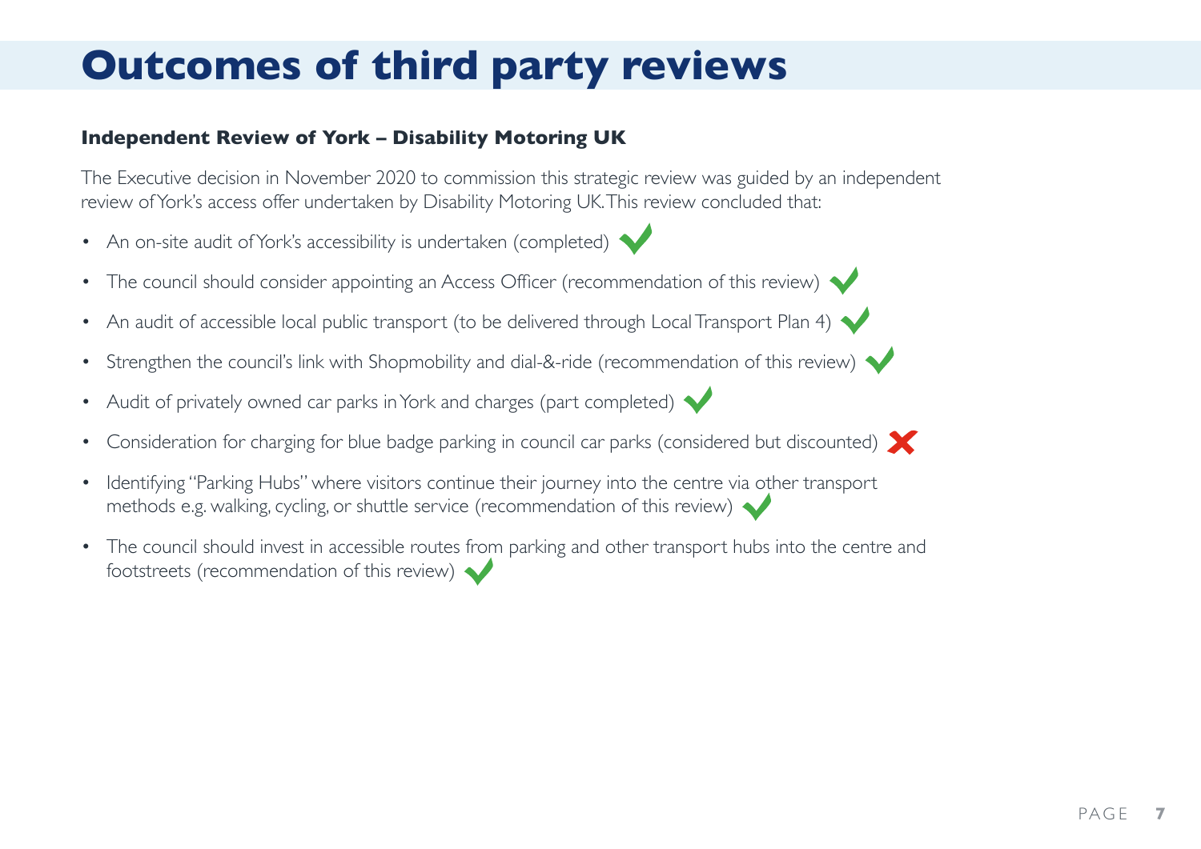# Outcomes of third party reviews

**Independent Review of York – Disability Motoring UK**

The Executive decision in November 2020 to commission this strategic review was guided by an independent review of York's access offer undertaken by Disability Motoring UK. This review concluded that:

- An on-site audit of York's accessibility is undertaken (completed) ✔
- The council should consider appointing an Access Officer (recommendation of this review) ✔
- An audit of accessible local public transport (to be delivered through Local Transport Plan 4) ✔
- Strengthen the council's link with Shopmobility and dial-&-ride (recommendation of this review) ✔
- Audit of privately owned car parks in York and charges (part completed) ✔
- Consideration for charging for blue badge parking in council car parks (considered but discounted) ✘
- Identifying "Parking Hubs" where visitors continue their journey into the centre via other transport methods e.g. walking, cycling, or shuttle service (recommendation of this review) ✔
- The council should invest in accessible routes from parking and other transport hubs into the centre and footstreets (recommendation of this review) ✔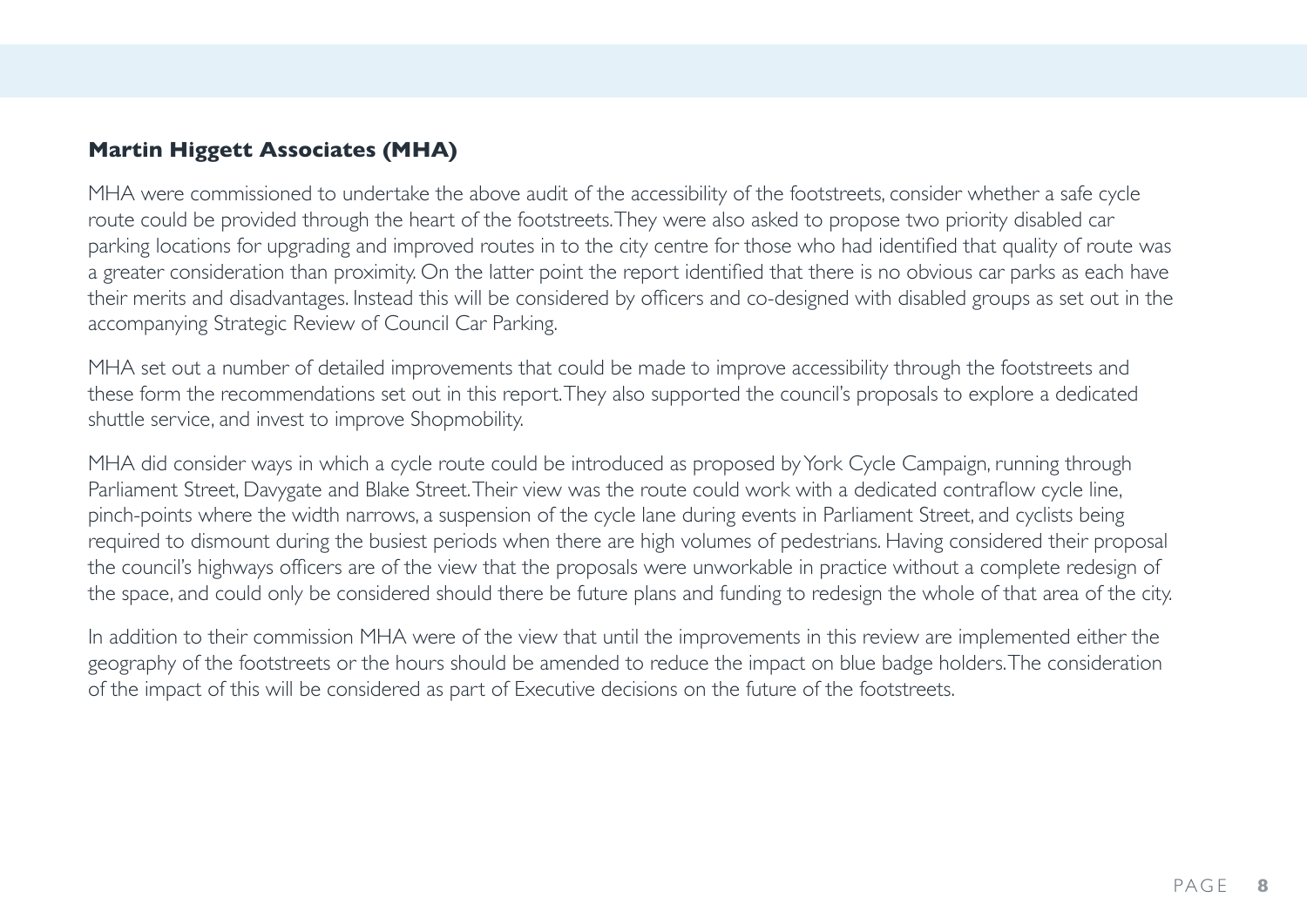**Martin Higgett Associates (MHA)**

MHA were commissioned to undertake the above audit of the accessibility of the footstreets, consider whether a safe cycle route could be provided through the heart of the footstreets. They were also asked to propose two priority disabled car parking locations for upgrading and improved routes in to the city centre for those who had identified that quality of route was a greater consideration than proximity. On the latter point the report identified that there is no obvious car parks as each have their merits and disadvantages. Instead this will be considered by officers and co-designed with disabled groups as set out in the accompanying Strategic Review of Council Car Parking.

MHA set out a number of detailed improvements that could be made to improve accessibility through the footstreets and these form the recommendations set out in this report. They also supported the council's proposals to explore a dedicated shuttle service, and invest to improve Shopmobility.

MHA did consider ways in which a cycle route could be introduced as proposed by York Cycle Campaign, running through Parliament Street, Davygate and Blake Street. Their view was the route could work with a dedicated contraflow cycle line, pinch-points where the width narrows, a suspension of the cycle lane during events in Parliament Street, and cyclists being required to dismount during the busiest periods when there are high volumes of pedestrians. Having considered their proposal the council's highways officers are of the view that the proposals were unworkable in practice without a complete redesign of the space, and could only be considered should there be future plans and funding to redesign the whole of that area of the city.

In addition to their commission MHA were of the view that until the improvements in this review are implemented either the geography of the footstreets or the hours should be amended to reduce the impact on blue badge holders. The consideration of the impact of this will be considered as part of Executive decisions on the future of the footstreets.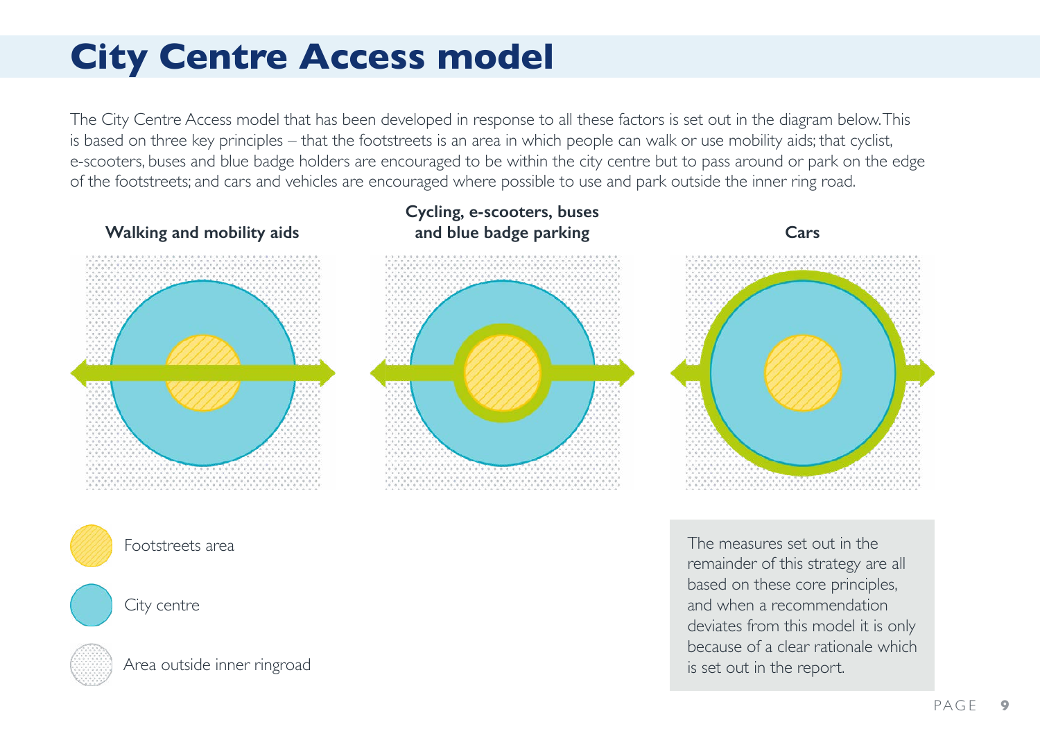# City Centre Access model

The City Centre Access model that has been developed in response to all these factors is set out in the diagram below. This is based on three key principles – that the footstreets is an area in which people can walk or use mobility aids; that cyclist, e-scooters, buses and blue badge holders are encouraged to be within the city centre but to pass around or park on the edge of the footstreets; and cars and vehicles are encouraged where possible to use and park outside the inner ring road.

**Walking and mobility aids**

**Cycling, e-scooters, buses and blue badge parking**

**Cars**

Footstreets area

City centre

Area outside inner ringroad

The measures set out in the remainder of this strategy are all based on these core principles, and when a recommendation deviates from this model it is only because of a clear rationale which is set out in the report.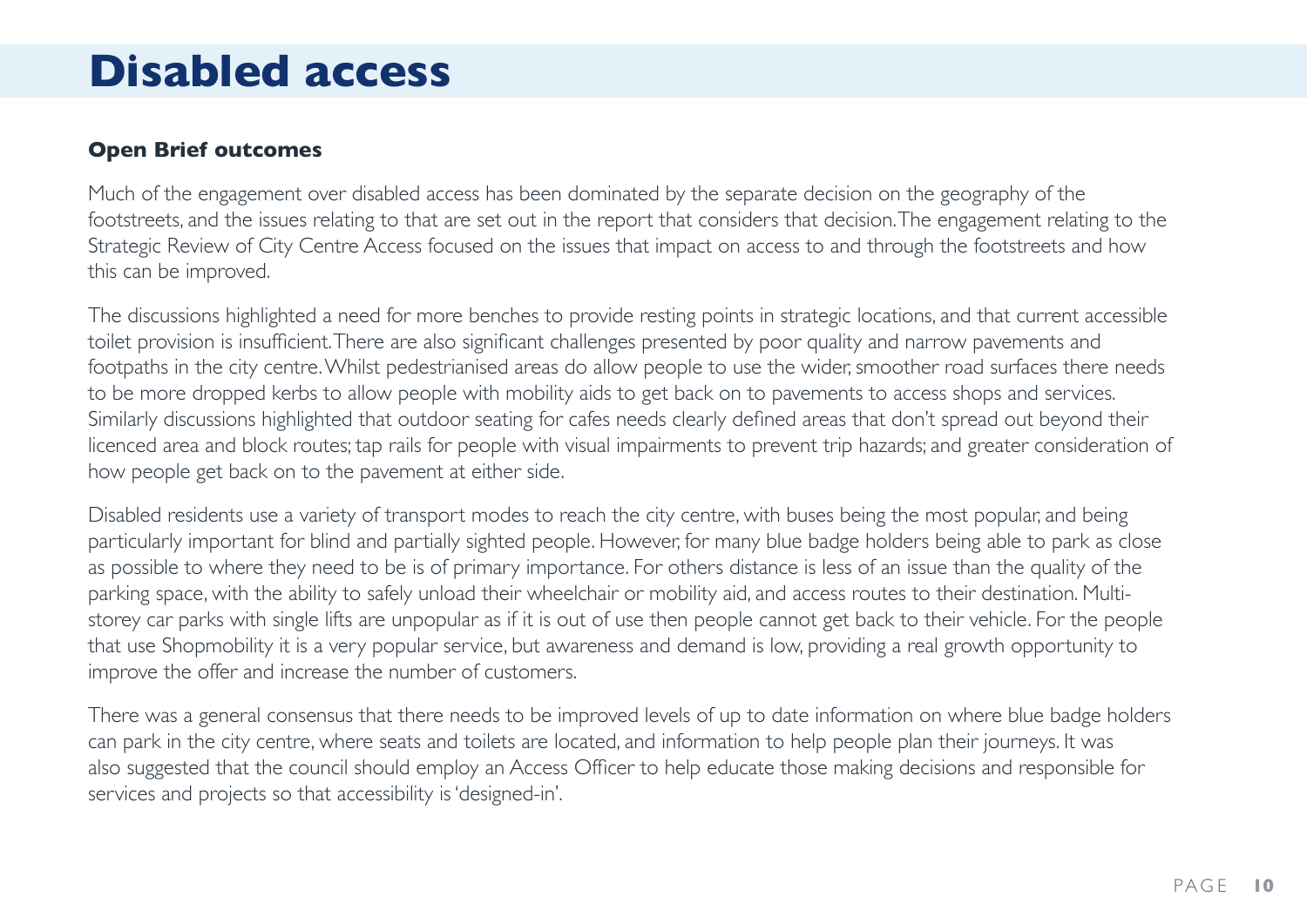# Disabled access

### Open Brief outcomes

Much of the engagement over disabled access has been dominated by the separate decision on the geography of the footstreets, and the issues relating to that are set out in the report that considers that decision. The engagement relating to the Strategic Review of City Centre Access focused on the issues that impact on access to and through the footstreets and how this can be improved.

The discussions highlighted a need for more benches to provide resting points in strategic locations, and that current accessible toilet provision is insufficient. There are also significant challenges presented by poor quality and narrow pavements and footpaths in the city centre. Whilst pedestrianised areas do allow people to use the wider, smoother road surfaces there needs to be more dropped kerbs to allow people with mobility aids to get back on to pavements to access shops and services. Similarly discussions highlighted that outdoor seating for cafes needs clearly defined areas that don't spread out beyond their licenced area and block routes; tap rails for people with visual impairments to prevent trip hazards; and greater consideration of how people get back on to the pavement at either side.

Disabled residents use a variety of transport modes to reach the city centre, with buses being the most popular, and being particularly important for blind and partially sighted people. However, for many blue badge holders being able to park as close as possible to where they need to be is of primary importance. For others distance is less of an issue than the quality of the parking space, with the ability to safely unload their wheelchair or mobility aid, and access routes to their destination. Multi-storey car parks with single lifts are unpopular as if it is out of use then people cannot get back to their vehicle. For the people that use Shopmobility it is a very popular service, but awareness and demand is low, providing a real growth opportunity to improve the offer and increase the number of customers.

There was a general consensus that there needs to be improved levels of up to date information on where blue badge holders can park in the city centre, where seats and toilets are located, and information to help people plan their journeys. It was also suggested that the council should employ an Access Officer to help educate those making decisions and responsible for services and projects so that accessibility is 'designed-in'.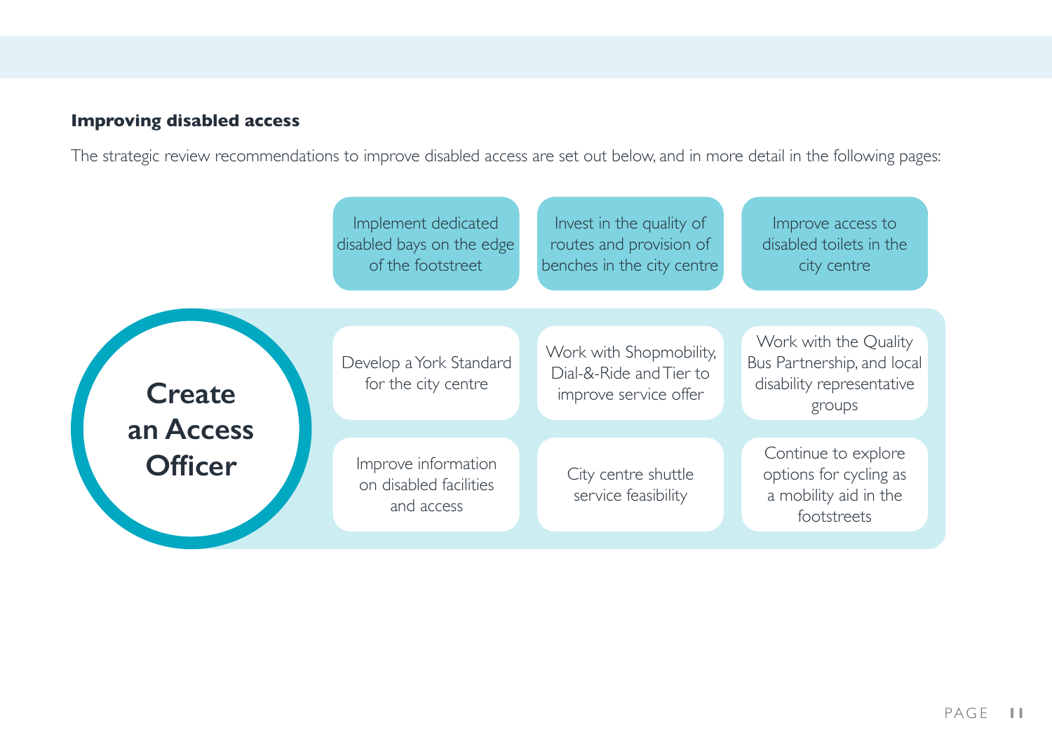### Improving disabled access

The strategic review recommendations to improve disabled access are set out below, and in more detail in the following pages:

- Implement dedicated disabled bays on the edge of the footstreet
- Invest in the quality of routes and provision of benches in the city centre
- Improve access to disabled toilets in the city centre

**Create an Access Officer**

- Develop a York Standard for the city centre
- Work with Shopmobility, Dial-&-Ride and Tier to improve service offer
- Work with the Quality Bus Partnership, and local disability representative groups
- Improve information on disabled facilities and access
- City centre shuttle service feasibility
- Continue to explore options for cycling as a mobility aid in the footstreets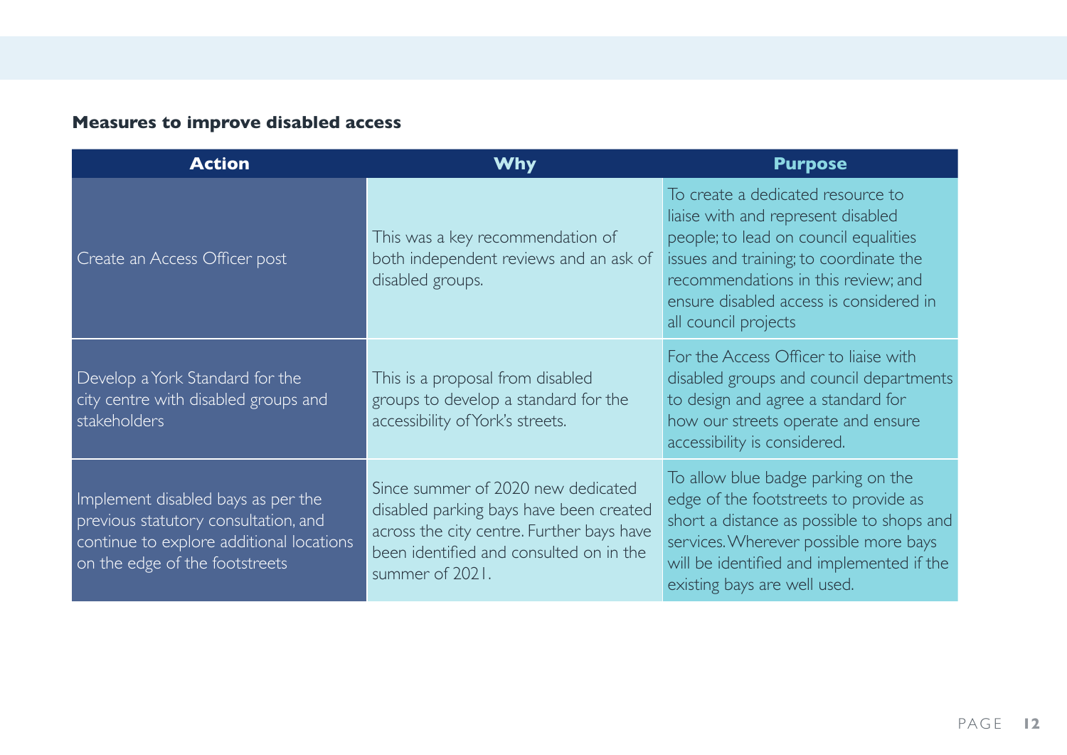**Measures to improve disabled access**

| Action | Why | Purpose |
|---|---|---|
| Create an Access Officer post | This was a key recommendation of both independent reviews and an ask of disabled groups. | To create a dedicated resource to liaise with and represent disabled people; to lead on council equalities issues and training; to coordinate the recommendations in this review; and ensure disabled access is considered in all council projects |
| Develop a York Standard for the city centre with disabled groups and stakeholders | This is a proposal from disabled groups to develop a standard for the accessibility of York's streets. | For the Access Officer to liaise with disabled groups and council departments to design and agree a standard for how our streets operate and ensure accessibility is considered. |
| Implement disabled bays as per the previous statutory consultation, and continue to explore additional locations on the edge of the footstreets | Since summer of 2020 new dedicated disabled parking bays have been created across the city centre. Further bays have been identified and consulted on in the summer of 2021. | To allow blue badge parking on the edge of the footstreets to provide as short a distance as possible to shops and services. Wherever possible more bays will be identified and implemented if the existing bays are well used. |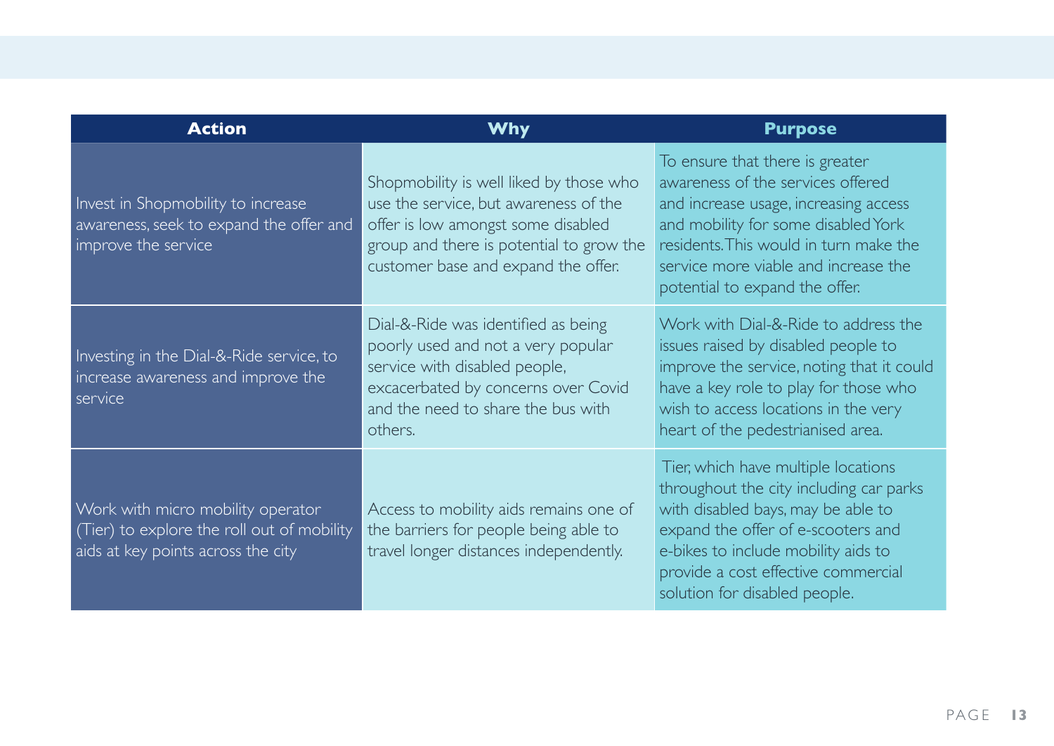| Action | Why | Purpose |
|---|---|---|
| Invest in Shopmobility to increase awareness, seek to expand the offer and improve the service | Shopmobility is well liked by those who use the service, but awareness of the offer is low amongst some disabled group and there is potential to grow the customer base and expand the offer. | To ensure that there is greater awareness of the services offered and increase usage, increasing access and mobility for some disabled York residents. This would in turn make the service more viable and increase the potential to expand the offer. |
| Investing in the Dial-&-Ride service, to increase awareness and improve the service | Dial-&-Ride was identified as being poorly used and not a very popular service with disabled people, excacerbated by concerns over Covid and the need to share the bus with others. | Work with Dial-&-Ride to address the issues raised by disabled people to improve the service, noting that it could have a key role to play for those who wish to access locations in the very heart of the pedestrianised area. |
| Work with micro mobility operator (Tier) to explore the roll out of mobility aids at key points across the city | Access to mobility aids remains one of the barriers for people being able to travel longer distances independently. | Tier, which have multiple locations throughout the city including car parks with disabled bays, may be able to expand the offer of e-scooters and e-bikes to include mobility aids to provide a cost effective commercial solution for disabled people. |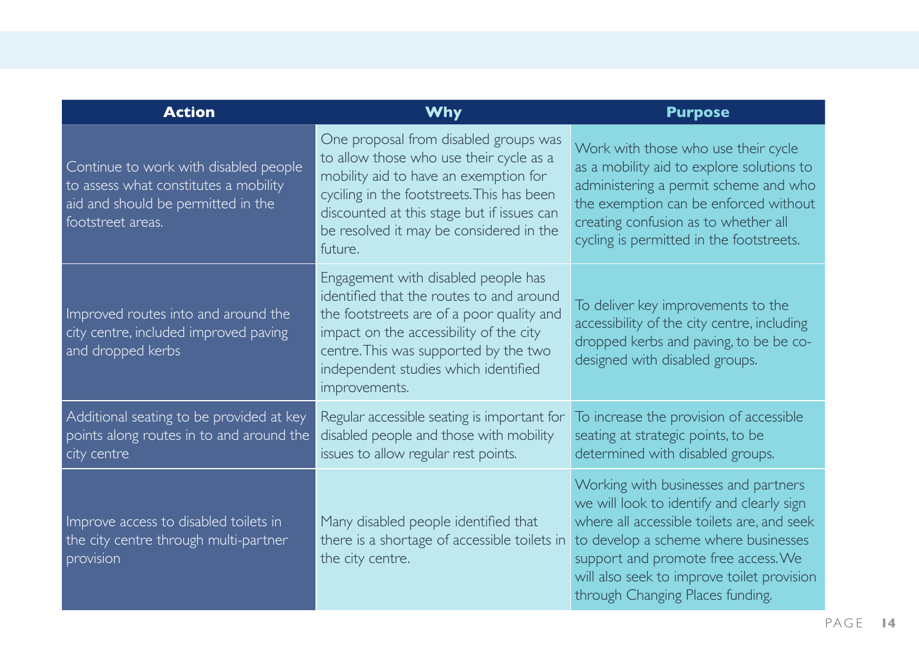| Action | Why | Purpose |
|---|---|---|
| Continue to work with disabled people to assess what constitutes a mobility aid and should be permitted in the footstreet areas. | One proposal from disabled groups was to allow those who use their cycle as a mobility aid to have an exemption for cyciling in the footstreets. This has been discounted at this stage but if issues can be resolved it may be considered in the future. | Work with those who use their cycle as a mobility aid to explore solutions to administering a permit scheme and who the exemption can be enforced without creating confusion as to whether all cycling is permitted in the footstreets. |
| Improved routes into and around the city centre, included improved paving and dropped kerbs | Engagement with disabled people has identified that the routes to and around the footstreets are of a poor quality and impact on the accessibility of the city centre. This was supported by the two independent studies which identified improvements. | To deliver key improvements to the accessibility of the city centre, including dropped kerbs and paving, to be be co-designed with disabled groups. |
| Additional seating to be provided at key points along routes in to and around the city centre | Regular accessible seating is important for disabled people and those with mobility issues to allow regular rest points. | To increase the provision of accessible seating at strategic points, to be determined with disabled groups. |
| Improve access to disabled toilets in the city centre through multi-partner provision | Many disabled people identified that there is a shortage of accessible toilets in the city centre. | Working with businesses and partners we will look to identify and clearly sign where all accessible toilets are, and seek to develop a scheme where businesses support and promote free access. We will also seek to improve toilet provision through Changing Places funding. |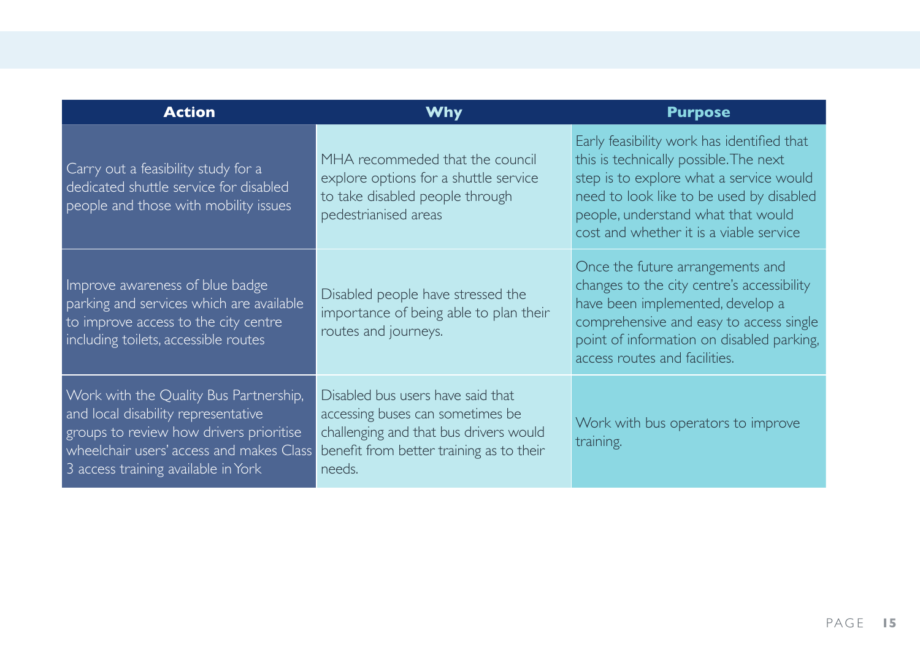| Action | Why | Purpose |
|---|---|---|
| Carry out a feasibility study for a dedicated shuttle service for disabled people and those with mobility issues | MHA recommeded that the council explore options for a shuttle service to take disabled people through pedestrianised areas | Early feasibility work has identified that this is technically possible. The next step is to explore what a service would need to look like to be used by disabled people, understand what that would cost and whether it is a viable service |
| Improve awareness of blue badge parking and services which are available to improve access to the city centre including toilets, accessible routes | Disabled people have stressed the importance of being able to plan their routes and journeys. | Once the future arrangements and changes to the city centre's accessibility have been implemented, develop a comprehensive and easy to access single point of information on disabled parking, access routes and facilities. |
| Work with the Quality Bus Partnership, and local disability representative groups to review how drivers prioritise wheelchair users' access and makes Class 3 access training available in York | Disabled bus users have said that accessing buses can sometimes be challenging and that bus drivers would benefit from better training as to their needs. | Work with bus operators to improve training. |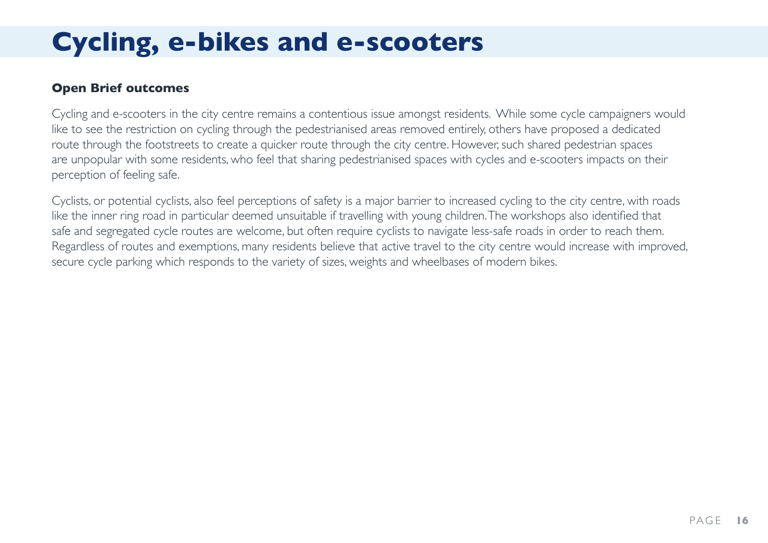# Cycling, e-bikes and e-scooters

**Open Brief outcomes**

Cycling and e-scooters in the city centre remains a contentious issue amongst residents. While some cycle campaigners would like to see the restriction on cycling through the pedestrianised areas removed entirely, others have proposed a dedicated route through the footstreets to create a quicker route through the city centre. However, such shared pedestrian spaces are unpopular with some residents, who feel that sharing pedestrianised spaces with cycles and e-scooters impacts on their perception of feeling safe.

Cyclists, or potential cyclists, also feel perceptions of safety is a major barrier to increased cycling to the city centre, with roads like the inner ring road in particular deemed unsuitable if travelling with young children. The workshops also identified that safe and segregated cycle routes are welcome, but often require cyclists to navigate less-safe roads in order to reach them. Regardless of routes and exemptions, many residents believe that active travel to the city centre would increase with improved, secure cycle parking which responds to the variety of sizes, weights and wheelbases of modern bikes.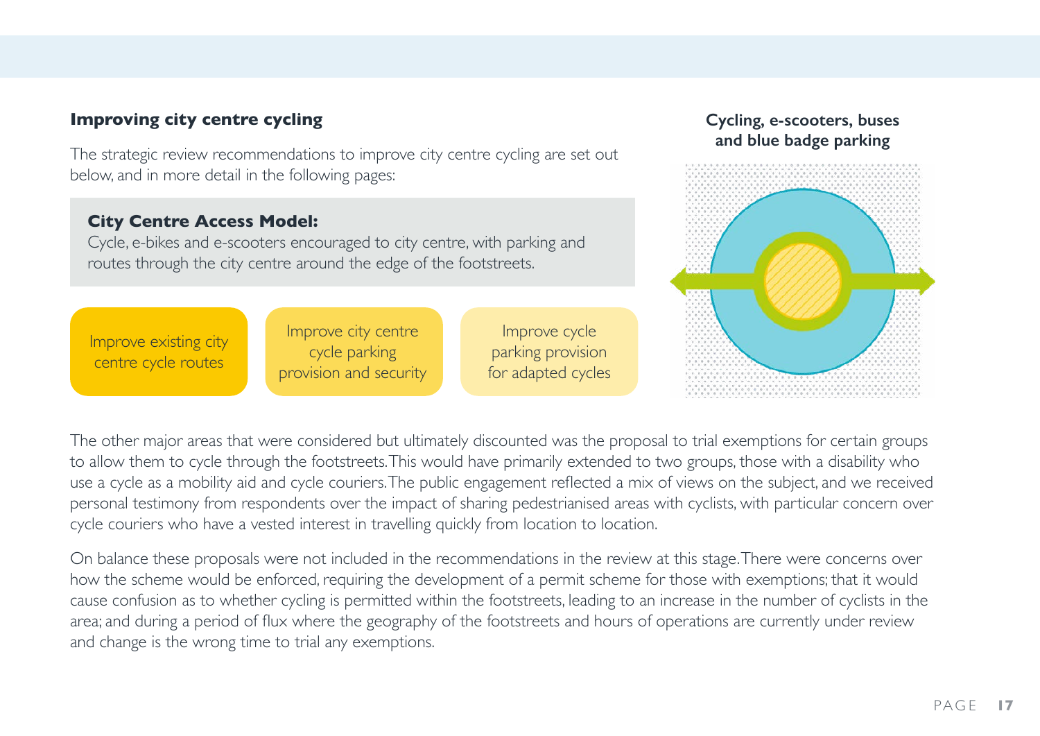## Improving city centre cycling

The strategic review recommendations to improve city centre cycling are set out below, and in more detail in the following pages:

**City Centre Access Model:**
Cycle, e-bikes and e-scooters encouraged to city centre, with parking and routes through the city centre around the edge of the footstreets.

- Improve existing city centre cycle routes
- Improve city centre cycle parking provision and security
- Improve cycle parking provision for adapted cycles

**Cycling, e-scooters, buses and blue badge parking**

The other major areas that were considered but ultimately discounted was the proposal to trial exemptions for certain groups to allow them to cycle through the footstreets. This would have primarily extended to two groups, those with a disability who use a cycle as a mobility aid and cycle couriers. The public engagement reflected a mix of views on the subject, and we received personal testimony from respondents over the impact of sharing pedestrianised areas with cyclists, with particular concern over cycle couriers who have a vested interest in travelling quickly from location to location.

On balance these proposals were not included in the recommendations in the review at this stage. There were concerns over how the scheme would be enforced, requiring the development of a permit scheme for those with exemptions; that it would cause confusion as to whether cycling is permitted within the footstreets, leading to an increase in the number of cyclists in the area; and during a period of flux where the geography of the footstreets and hours of operations are currently under review and change is the wrong time to trial any exemptions.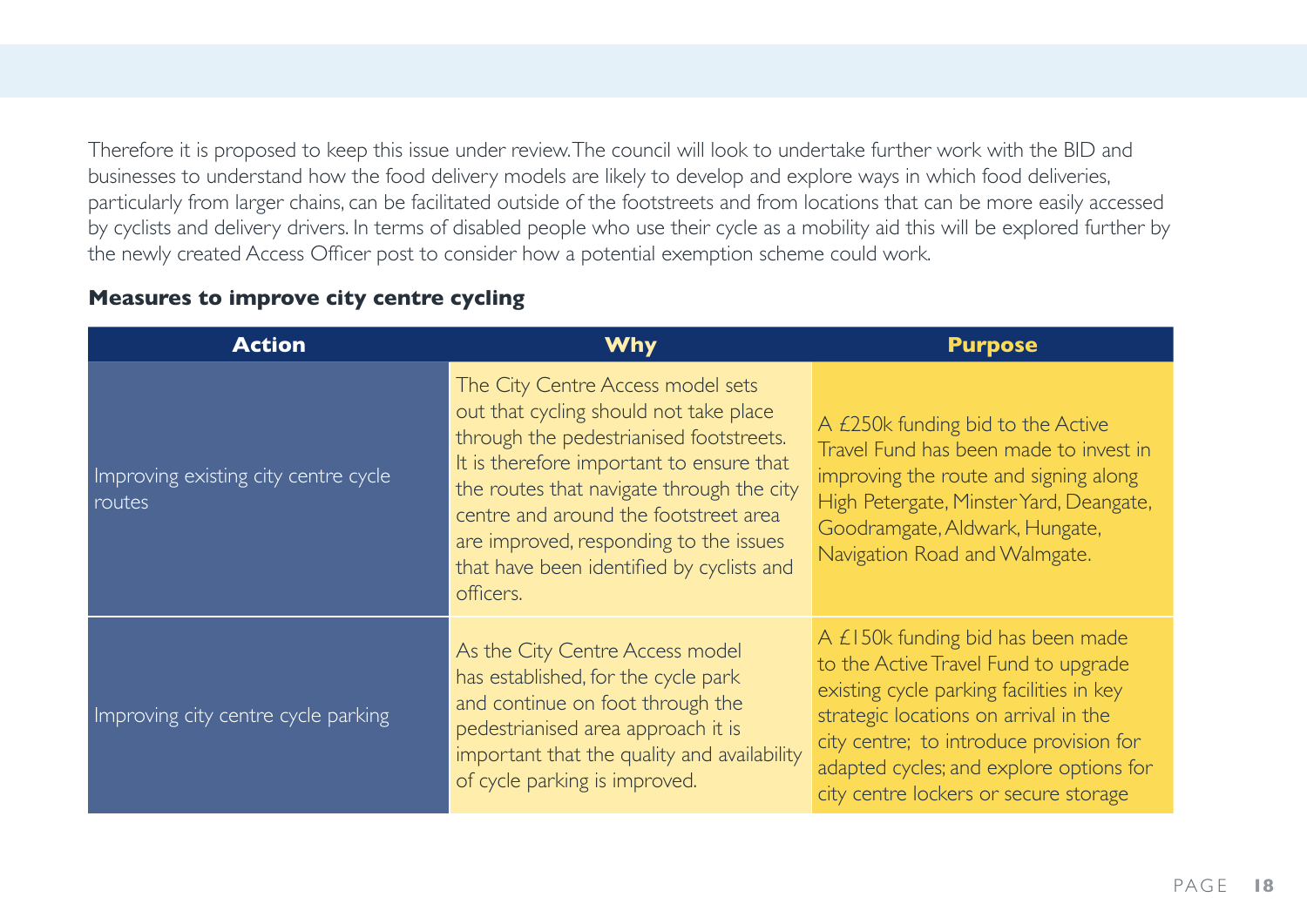Therefore it is proposed to keep this issue under review. The council will look to undertake further work with the BID and businesses to understand how the food delivery models are likely to develop and explore ways in which food deliveries, particularly from larger chains, can be facilitated outside of the footstreets and from locations that can be more easily accessed by cyclists and delivery drivers. In terms of disabled people who use their cycle as a mobility aid this will be explored further by the newly created Access Officer post to consider how a potential exemption scheme could work.

**Measures to improve city centre cycling**

| Action | Why | Purpose |
|---|---|---|
| Improving existing city centre cycle routes | The City Centre Access model sets out that cycling should not take place through the pedestrianised footstreets. It is therefore important to ensure that the routes that navigate through the city centre and around the footstreet area are improved, responding to the issues that have been identified by cyclists and officers. | A £250k funding bid to the Active Travel Fund has been made to invest in improving the route and signing along High Petergate, Minster Yard, Deangate, Goodramgate, Aldwark, Hungate, Navigation Road and Walmgate. |
| Improving city centre cycle parking | As the City Centre Access model has established, for the cycle park and continue on foot through the pedestrianised area approach it is important that the quality and availability of cycle parking is improved. | A £150k funding bid has been made to the Active Travel Fund to upgrade existing cycle parking facilities in key strategic locations on arrival in the city centre; to introduce provision for adapted cycles; and explore options for city centre lockers or secure storage |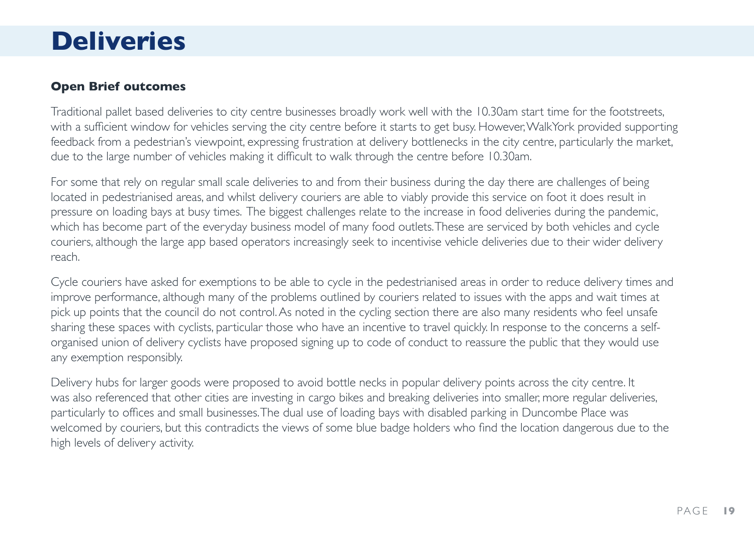# Deliveries

### Open Brief outcomes

Traditional pallet based deliveries to city centre businesses broadly work well with the 10.30am start time for the footstreets, with a sufficient window for vehicles serving the city centre before it starts to get busy. However, WalkYork provided supporting feedback from a pedestrian's viewpoint, expressing frustration at delivery bottlenecks in the city centre, particularly the market, due to the large number of vehicles making it difficult to walk through the centre before 10.30am.

For some that rely on regular small scale deliveries to and from their business during the day there are challenges of being located in pedestrianised areas, and whilst delivery couriers are able to viably provide this service on foot it does result in pressure on loading bays at busy times. The biggest challenges relate to the increase in food deliveries during the pandemic, which has become part of the everyday business model of many food outlets. These are serviced by both vehicles and cycle couriers, although the large app based operators increasingly seek to incentivise vehicle deliveries due to their wider delivery reach.

Cycle couriers have asked for exemptions to be able to cycle in the pedestrianised areas in order to reduce delivery times and improve performance, although many of the problems outlined by couriers related to issues with the apps and wait times at pick up points that the council do not control. As noted in the cycling section there are also many residents who feel unsafe sharing these spaces with cyclists, particular those who have an incentive to travel quickly. In response to the concerns a self-organised union of delivery cyclists have proposed signing up to code of conduct to reassure the public that they would use any exemption responsibly.

Delivery hubs for larger goods were proposed to avoid bottle necks in popular delivery points across the city centre. It was also referenced that other cities are investing in cargo bikes and breaking deliveries into smaller, more regular deliveries, particularly to offices and small businesses. The dual use of loading bays with disabled parking in Duncombe Place was welcomed by couriers, but this contradicts the views of some blue badge holders who find the location dangerous due to the high levels of delivery activity.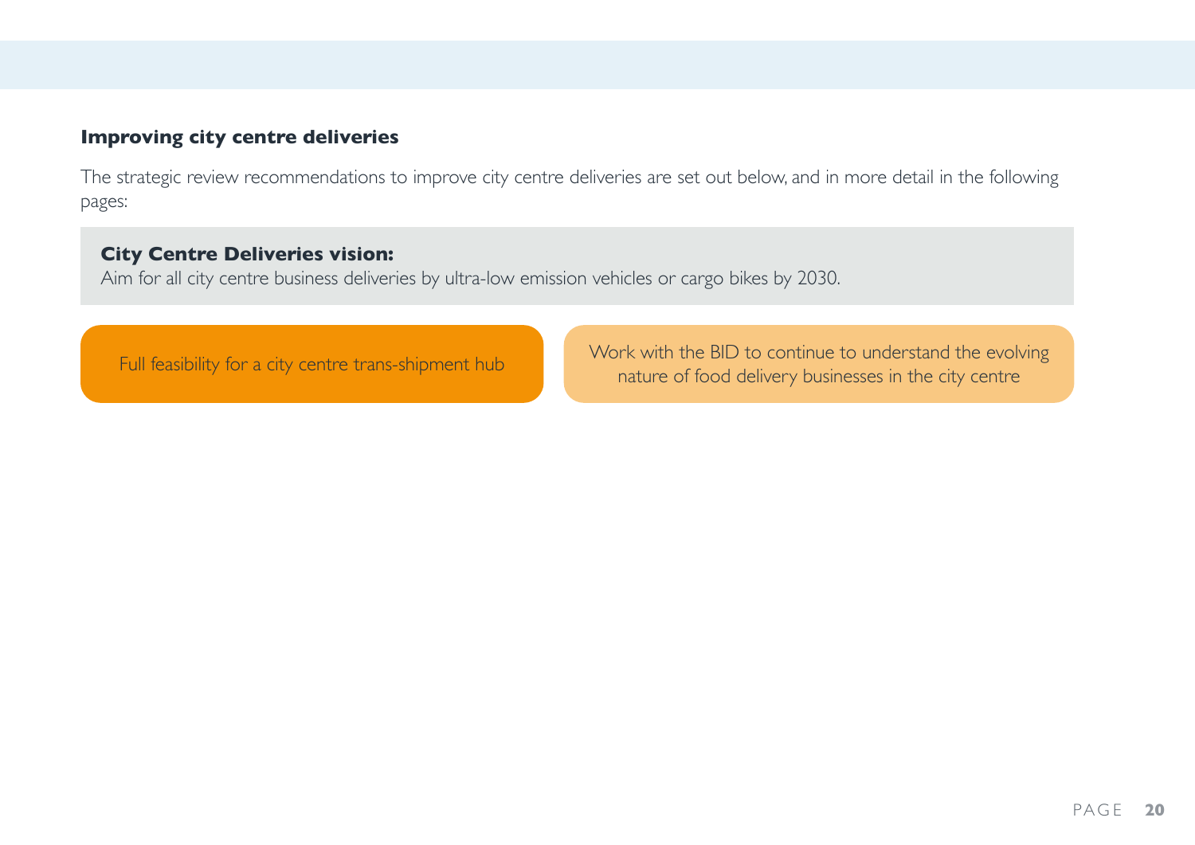## Improving city centre deliveries

The strategic review recommendations to improve city centre deliveries are set out below, and in more detail in the following pages:

**City Centre Deliveries vision:**
Aim for all city centre business deliveries by ultra-low emission vehicles or cargo bikes by 2030.

- Full feasibility for a city centre trans-shipment hub
- Work with the BID to continue to understand the evolving nature of food delivery businesses in the city centre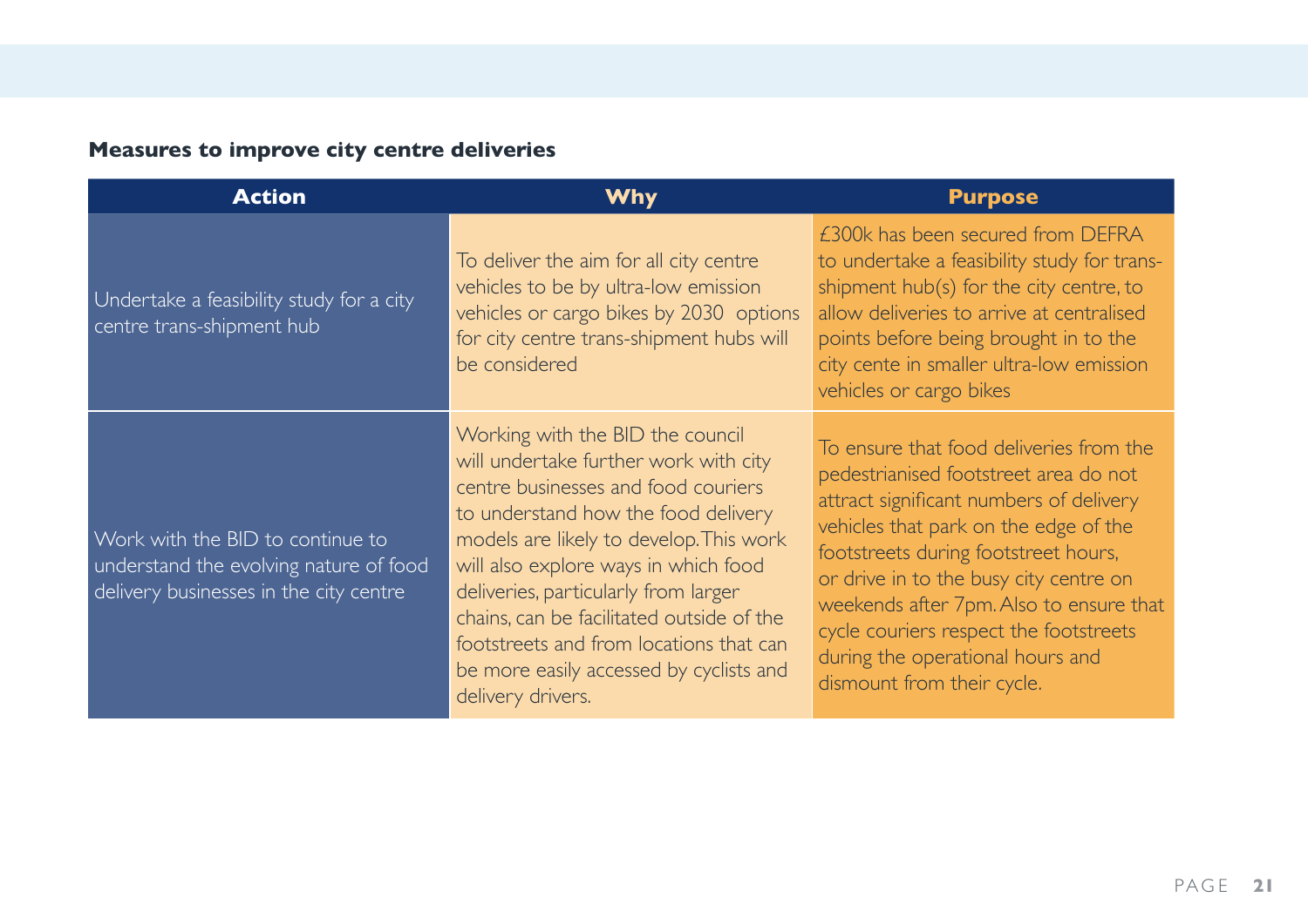**Measures to improve city centre deliveries**

| Action | Why | Purpose |
|---|---|---|
| Undertake a feasibility study for a city centre trans-shipment hub | To deliver the aim for all city centre vehicles to be by ultra-low emission vehicles or cargo bikes by 2030  options for city centre trans-shipment hubs will be considered | £300k has been secured from DEFRA to undertake a feasibility study for trans-shipment hub(s) for the city centre, to allow deliveries to arrive at centralised points before being brought in to the city cente in smaller ultra-low emission vehicles or cargo bikes |
| Work with the BID to continue to understand the evolving nature of food delivery businesses in the city centre | Working with the BID the council will undertake further work with city centre businesses and food couriers to understand how the food delivery models are likely to develop. This work will also explore ways in which food deliveries, particularly from larger chains, can be facilitated outside of the footstreets and from locations that can be more easily accessed by cyclists and delivery drivers. | To ensure that food deliveries from the pedestrianised footstreet area do not attract significant numbers of delivery vehicles that park on the edge of the footstreets during footstreet hours, or drive in to the busy city centre on weekends after 7pm. Also to ensure that cycle couriers respect the footstreets during the operational hours and dismount from their cycle. |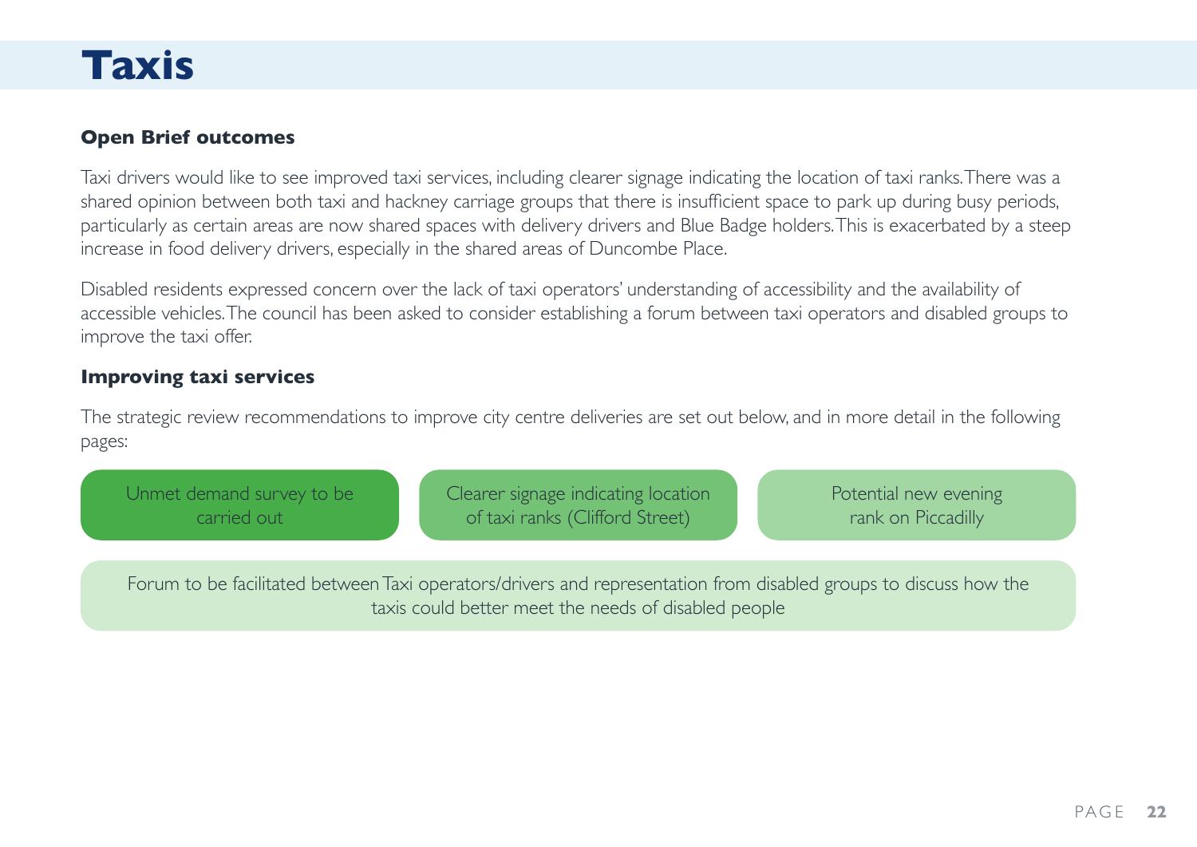# Taxis

### Open Brief outcomes

Taxi drivers would like to see improved taxi services, including clearer signage indicating the location of taxi ranks. There was a shared opinion between both taxi and hackney carriage groups that there is insufficient space to park up during busy periods, particularly as certain areas are now shared spaces with delivery drivers and Blue Badge holders. This is exacerbated by a steep increase in food delivery drivers, especially in the shared areas of Duncombe Place.

Disabled residents expressed concern over the lack of taxi operators' understanding of accessibility and the availability of accessible vehicles. The council has been asked to consider establishing a forum between taxi operators and disabled groups to improve the taxi offer.

### Improving taxi services

The strategic review recommendations to improve city centre deliveries are set out below, and in more detail in the following pages:

- Unmet demand survey to be carried out
- Clearer signage indicating location of taxi ranks (Clifford Street)
- Potential new evening rank on Piccadilly
- Forum to be facilitated between Taxi operators/drivers and representation from disabled groups to discuss how the taxis could better meet the needs of disabled people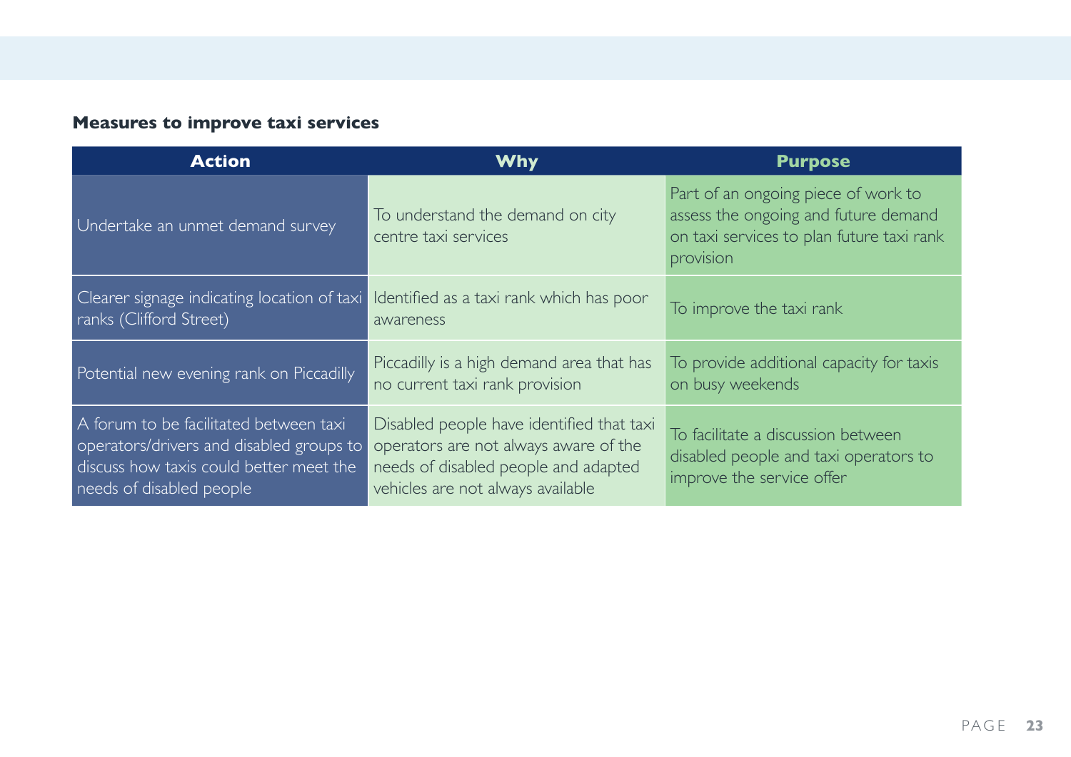**Measures to improve taxi services**

| Action | Why | Purpose |
|---|---|---|
| Undertake an unmet demand survey | To understand the demand on city centre taxi services | Part of an ongoing piece of work to assess the ongoing and future demand on taxi services to plan future taxi rank provision |
| Clearer signage indicating location of taxi ranks (Clifford Street) | Identified as a taxi rank which has poor awareness | To improve the taxi rank |
| Potential new evening rank on Piccadilly | Piccadilly is a high demand area that has no current taxi rank provision | To provide additional capacity for taxis on busy weekends |
| A forum to be facilitated between taxi operators/drivers and disabled groups to discuss how taxis could better meet the needs of disabled people | Disabled people have identified that taxi operators are not always aware of the needs of disabled people and adapted vehicles are not always available | To facilitate a discussion between disabled people and taxi operators to improve the service offer |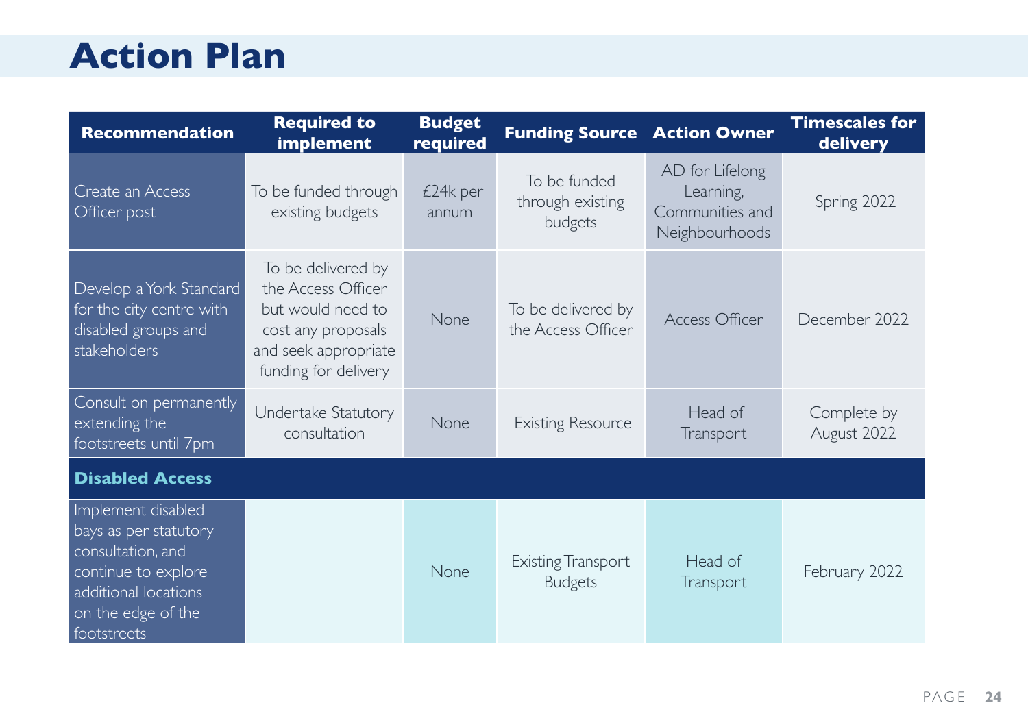# Action Plan

| Recommendation | Required to implement | Budget required | Funding Source | Action Owner | Timescales for delivery |
|---|---|---|---|---|---|
| Create an Access Officer post | To be funded through existing budgets | £24k per annum | To be funded through existing budgets | AD for Lifelong Learning, Communities and Neighbourhoods | Spring 2022 |
| Develop a York Standard for the city centre with disabled groups and stakeholders | To be delivered by the Access Officer but would need to cost any proposals and seek appropriate funding for delivery | None | To be delivered by the Access Officer | Access Officer | December 2022 |
| Consult on permanently extending the footstreets until 7pm | Undertake Statutory consultation | None | Existing Resource | Head of Transport | Complete by August 2022 |
| **Disabled Access** | | | | | |
| Implement disabled bays as per statutory consultation, and continue to explore additional locations on the edge of the footstreets | | None | Existing Transport Budgets | Head of Transport | February 2022 |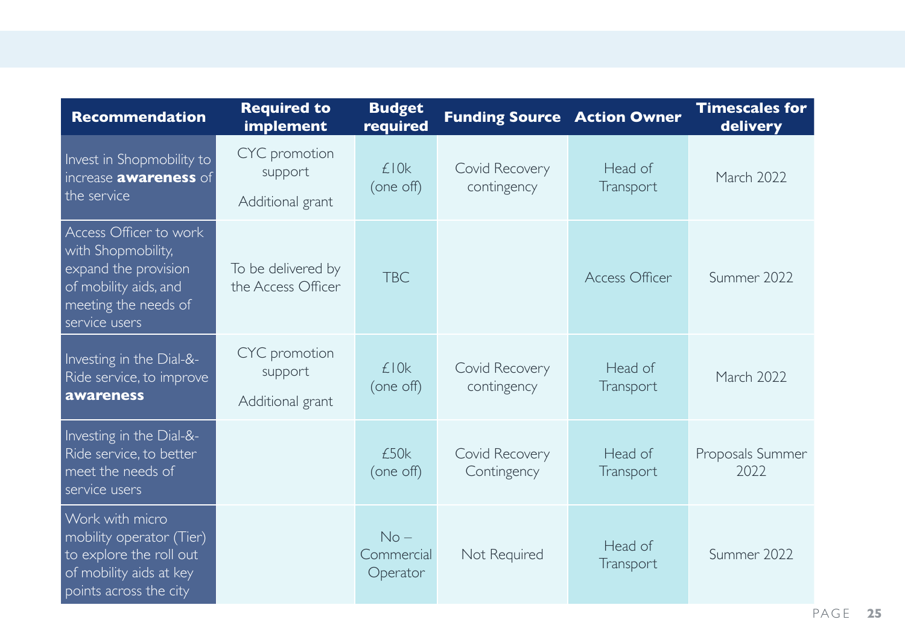| Recommendation | Required to implement | Budget required | Funding Source | Action Owner | Timescales for delivery |
|---|---|---|---|---|---|
| Invest in Shopmobility to increase **awareness** of the service | CYC promotion support<br>Additional grant | £10k (one off) | Covid Recovery contingency | Head of Transport | March 2022 |
| Access Officer to work with Shopmobility, expand the provision of mobility aids, and meeting the needs of service users | To be delivered by the Access Officer | TBC | | Access Officer | Summer 2022 |
| Investing in the Dial-&-Ride service, to improve **awareness** | CYC promotion support<br>Additional grant | £10k (one off) | Covid Recovery contingency | Head of Transport | March 2022 |
| Investing in the Dial-&-Ride service, to better meet the needs of service users | | £50k (one off) | Covid Recovery Contingency | Head of Transport | Proposals Summer 2022 |
| Work with micro mobility operator (Tier) to explore the roll out of mobility aids at key points across the city | | No – Commercial Operator | Not Required | Head of Transport | Summer 2022 |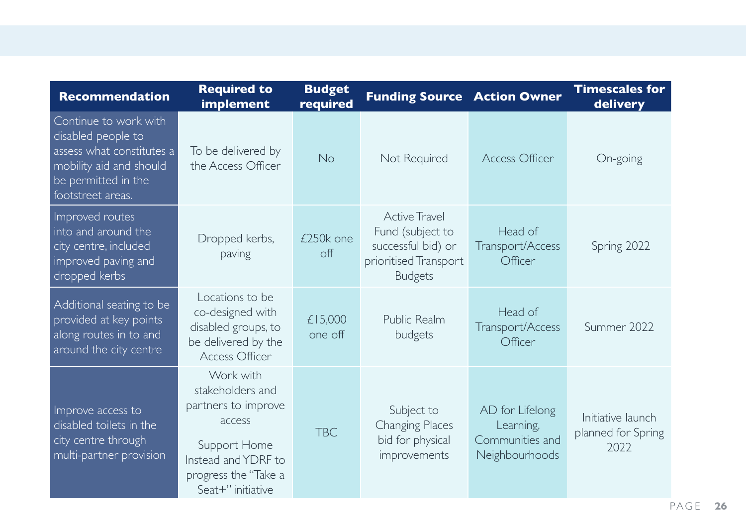| Recommendation | Required to implement | Budget required | Funding Source | Action Owner | Timescales for delivery |
|---|---|---|---|---|---|
| Continue to work with disabled people to assess what constitutes a mobility aid and should be permitted in the footstreet areas. | To be delivered by the Access Officer | No | Not Required | Access Officer | On-going |
| Improved routes into and around the city centre, included improved paving and dropped kerbs | Dropped kerbs, paving | £250k one off | Active Travel Fund (subject to successful bid) or prioritised Transport Budgets | Head of Transport/Access Officer | Spring 2022 |
| Additional seating to be provided at key points along routes in to and around the city centre | Locations to be co-designed with disabled groups, to be delivered by the Access Officer | £15,000 one off | Public Realm budgets | Head of Transport/Access Officer | Summer 2022 |
| Improve access to disabled toilets in the city centre through multi-partner provision | Work with stakeholders and partners to improve access<br><br>Support Home Instead and YDRF to progress the "Take a Seat+" initiative | TBC | Subject to Changing Places bid for physical improvements | AD for Lifelong Learning, Communities and Neighbourhoods | Initiative launch planned for Spring 2022 |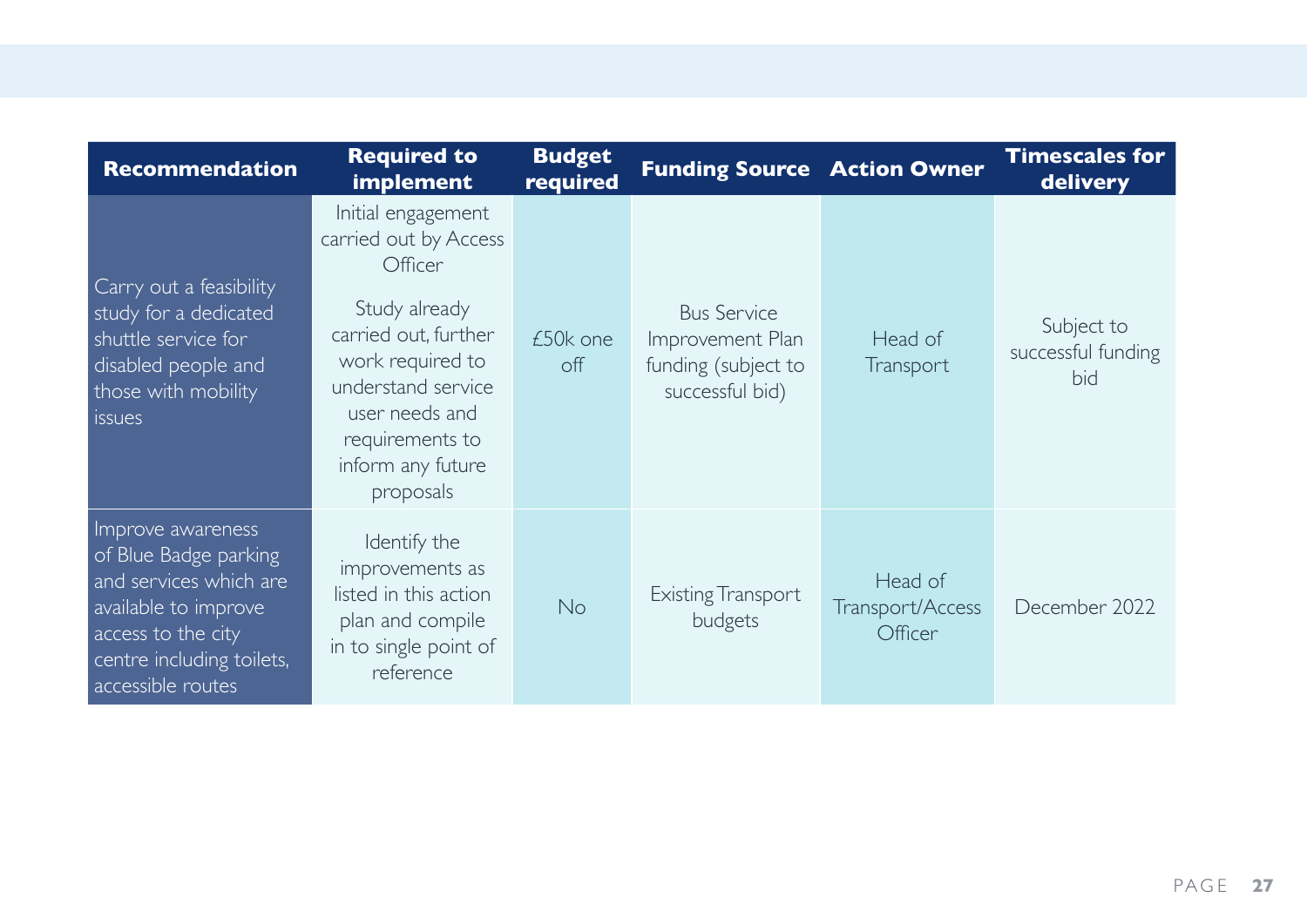| Recommendation | Required to implement | Budget required | Funding Source | Action Owner | Timescales for delivery |
|---|---|---|---|---|---|
| Carry out a feasibility study for a dedicated shuttle service for disabled people and those with mobility issues | Initial engagement carried out by Access Officer<br><br>Study already carried out, further work required to understand service user needs and requirements to inform any future proposals | £50k one off | Bus Service Improvement Plan funding (subject to successful bid) | Head of Transport | Subject to successful funding bid |
| Improve awareness of Blue Badge parking and services which are available to improve access to the city centre including toilets, accessible routes | Identify the improvements as listed in this action plan and compile in to single point of reference | No | Existing Transport budgets | Head of Transport/Access Officer | December 2022 |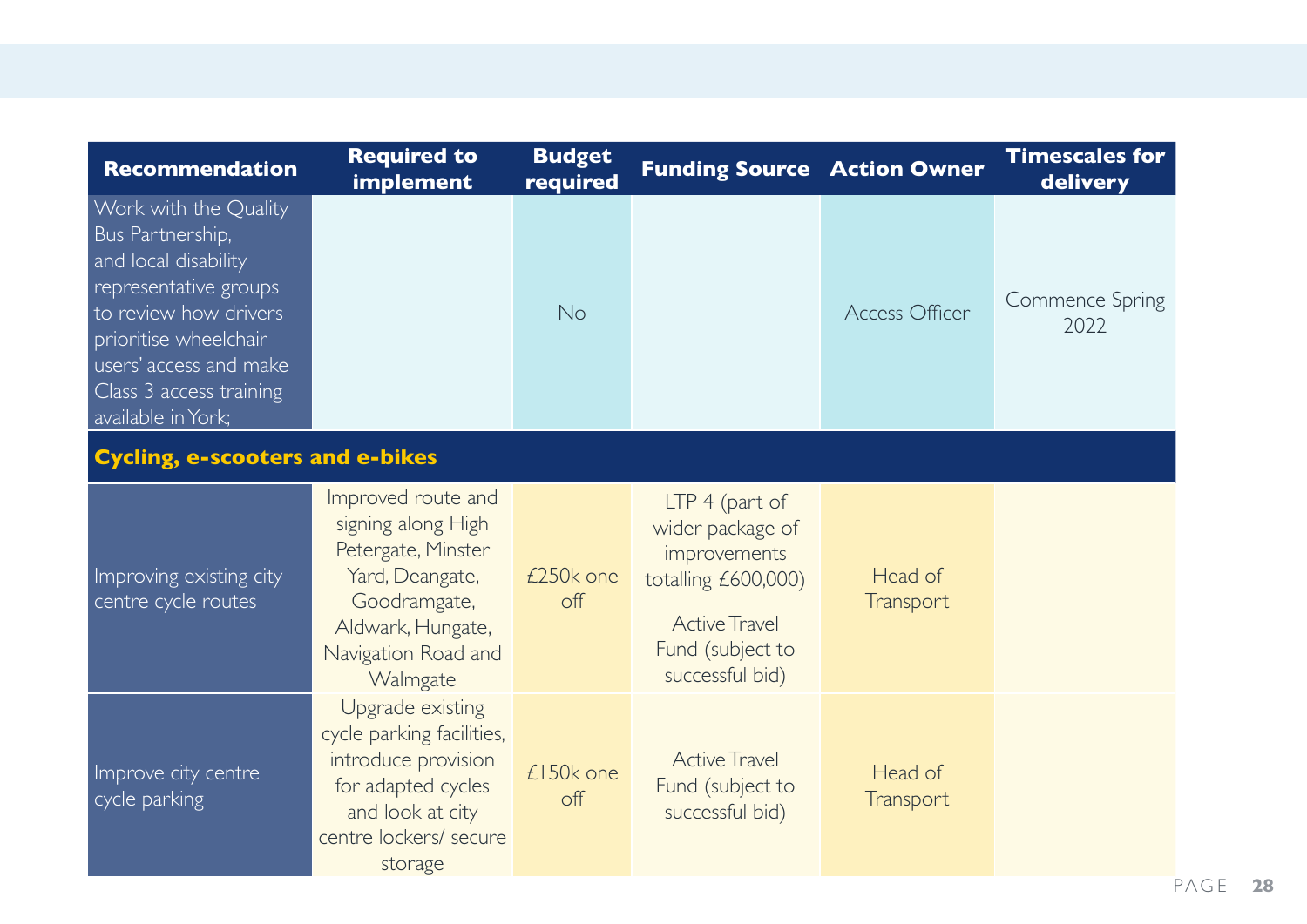| Recommendation | Required to implement | Budget required | Funding Source | Action Owner | Timescales for delivery |
|---|---|---|---|---|---|
| Work with the Quality Bus Partnership, and local disability representative groups to review how drivers prioritise wheelchair users' access and make Class 3 access training available in York; | | No | | Access Officer | Commence Spring 2022 |
| **Cycling, e-scooters and e-bikes** | | | | | |
| Improving existing city centre cycle routes | Improved route and signing along High Petergate, Minster Yard, Deangate, Goodramgate, Aldwark, Hungate, Navigation Road and Walmgate | £250k one off | LTP 4 (part of wider package of improvements totalling £600,000)<br><br>Active Travel Fund (subject to successful bid) | Head of Transport | |
| Improve city centre cycle parking | Upgrade existing cycle parking facilities, introduce provision for adapted cycles and look at city centre lockers/ secure storage | £150k one off | Active Travel Fund (subject to successful bid) | Head of Transport | |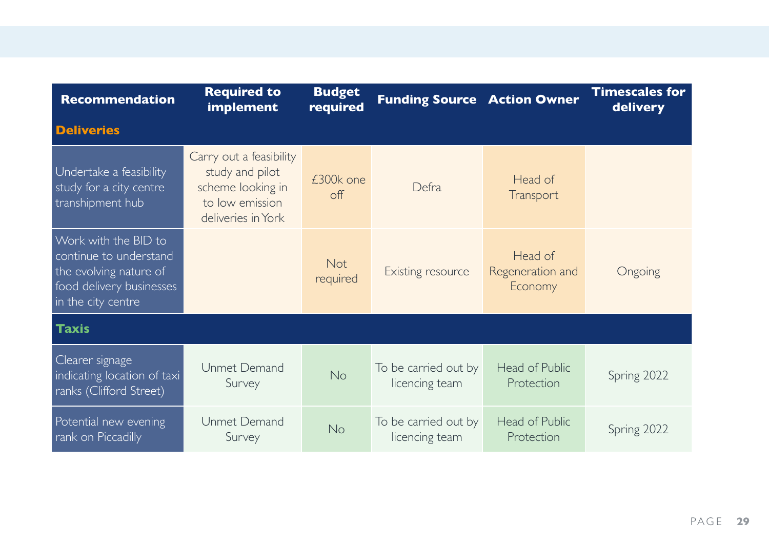| Recommendation | Required to implement | Budget required | Funding Source | Action Owner | Timescales for delivery |
|---|---|---|---|---|---|
| **Deliveries** | | | | | |
| Undertake a feasibility study for a city centre transhipment hub | Carry out a feasibility study and pilot scheme looking in to low emission deliveries in York | £300k one off | Defra | Head of Transport | |
| Work with the BID to continue to understand the evolving nature of food delivery businesses in the city centre | | Not required | Existing resource | Head of Regeneration and Economy | Ongoing |
| **Taxis** | | | | | |
| Clearer signage indicating location of taxi ranks (Clifford Street) | Unmet Demand Survey | No | To be carried out by licencing team | Head of Public Protection | Spring 2022 |
| Potential new evening rank on Piccadilly | Unmet Demand Survey | No | To be carried out by licencing team | Head of Public Protection | Spring 2022 |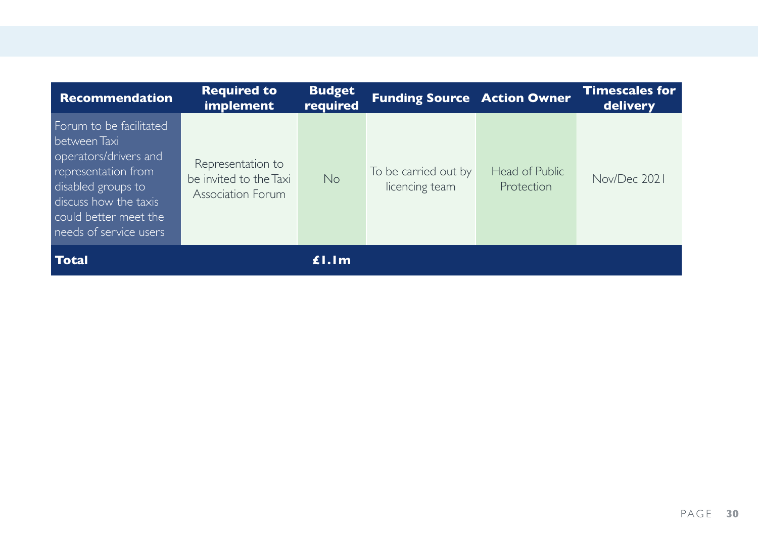| Recommendation | Required to implement | Budget required | Funding Source | Action Owner | Timescales for delivery |
|---|---|---|---|---|---|
| Forum to be facilitated between Taxi operators/drivers and representation from disabled groups to discuss how the taxis could better meet the needs of service users | Representation to be invited to the Taxi Association Forum | No | To be carried out by licencing team | Head of Public Protection | Nov/Dec 2021 |
| **Total** | | **£1.1m** | | | |